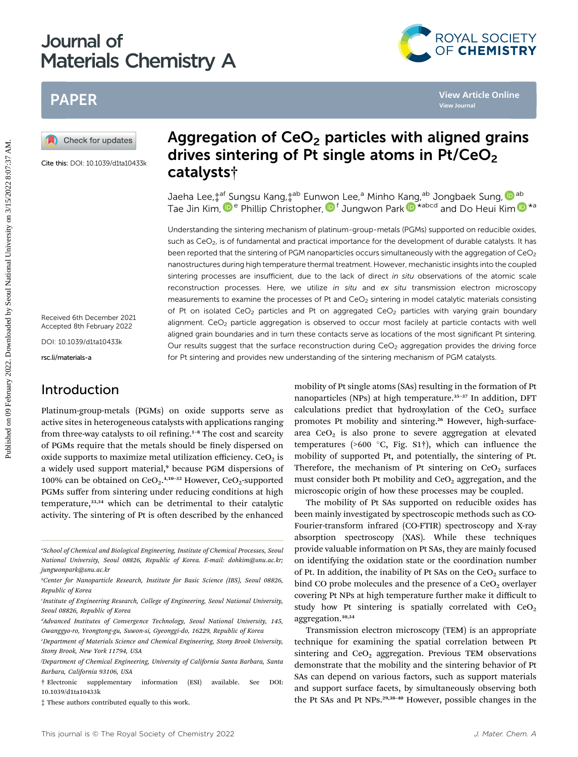# Aggregation of $CeO_2$ particles with aligned grains drives sintering of Pt single atoms in Pt/$CeO_2$ catalysts†

Cite this: DOI: 10.1039/d1ta10433k

Jaeha Lee,‡[af] Sungsu Kang,‡[ab] Eunwon Lee,[a] Minho Kang,[ab] Jongbaek Sung,[ab] Tae Jin Kim,[e] Phillip Christopher,[f] Jungwon Park *[abcd] and Do Heui Kim *[a]

Received 6th December 2021
Accepted 8th February 2022

DOI: 10.1039/d1ta10433k

rsc.li/materials-a

Understanding the sintering mechanism of platinum-group-metals (PGMs) supported on reducible oxides, such as $CeO_2$, is of fundamental and practical importance for the development of durable catalysts. It has been reported that the sintering of PGM nanoparticles occurs simultaneously with the aggregation of $CeO_2$ nanostructures during high temperature thermal treatment. However, mechanistic insights into the coupled sintering processes are insufficient, due to the lack of direct *in situ* observations of the atomic scale reconstruction processes. Here, we utilize *in situ* and *ex situ* transmission electron microscopy measurements to examine the processes of Pt and $CeO_2$ sintering in model catalytic materials consisting of Pt on isolated $CeO_2$ particles and Pt on aggregated $CeO_2$ particles with varying grain boundary alignment. $CeO_2$ particle aggregation is observed to occur most facilely at particle contacts with well aligned grain boundaries and in turn these contacts serve as locations of the most significant Pt sintering. Our results suggest that the surface reconstruction during $CeO_2$ aggregation provides the driving force for Pt sintering and provides new understanding of the sintering mechanism of PGM catalysts.

## Introduction

Platinum-group-metals (PGMs) on oxide supports serve as active sites in heterogeneous catalysts with applications ranging from three-way catalysts to oil refining.[1–8] The cost and scarcity of PGMs require that the metals should be finely dispersed on oxide supports to maximize metal utilization efficiency. $CeO_2$ is a widely used support material,[9] because PGM dispersions of 100% can be obtained on $CeO_2$.[4,10–32] However, $CeO_2$-supported PGMs suffer from sintering under reducing conditions at high temperature,[33,34] which can be detrimental to their catalytic activity. The sintering of Pt is often described by the enhanced mobility of Pt single atoms (SAs) resulting in the formation of Pt nanoparticles (NPs) at high temperature.[35–37] In addition, DFT calculations predict that hydroxylation of the $CeO_2$ surface promotes Pt mobility and sintering.[26] However, high-surface-area $CeO_2$ is also prone to severe aggregation at elevated temperatures (>600 °C, Fig. S1†), which can influence the mobility of supported Pt, and potentially, the sintering of Pt. Therefore, the mechanism of Pt sintering on $CeO_2$ surfaces must consider both Pt mobility and $CeO_2$ aggregation, and the microscopic origin of how these processes may be coupled.

The mobility of Pt SAs supported on reducible oxides has been mainly investigated by spectroscopic methods such as CO-Fourier-transform infrared (CO-FTIR) spectroscopy and X-ray absorption spectroscopy (XAS). While these techniques provide valuable information on Pt SAs, they are mainly focused on identifying the oxidation state or the coordination number of Pt. In addition, the inability of Pt SAs on the $CeO_2$ surface to bind CO probe molecules and the presence of a $CeO_2$ overlayer covering Pt NPs at high temperature further make it difficult to study how Pt sintering is spatially correlated with $CeO_2$ aggregation.[10,34]

Transmission electron microscopy (TEM) is an appropriate technique for examining the spatial correlation between Pt sintering and $CeO_2$ aggregation. Previous TEM observations demonstrate that the mobility and the sintering behavior of Pt SAs can depend on various factors, such as support materials and support surface facets, by simultaneously observing both the Pt SAs and Pt NPs.[29,38–40] However, possible changes in the

---

[a] School of Chemical and Biological Engineering, Institute of Chemical Processes, Seoul National University, Seoul 08826, Republic of Korea. E-mail: dohkim@snu.ac.kr; jungwonpark@snu.ac.kr

[b] Center for Nanoparticle Research, Institute for Basic Science (IBS), Seoul 08826, Republic of Korea

[c] Institute of Engineering Research, College of Engineering, Seoul National University, Seoul 08826, Republic of Korea

[d] Advanced Institutes of Convergence Technology, Seoul National University, 145, Gwanggyo-ro, Yeongtong-gu, Suwon-si, Gyeonggi-do, 16229, Republic of Korea

[e] Department of Materials Science and Chemical Engineering, Stony Brook University, Stony Brook, New York 11794, USA

[f] Department of Chemical Engineering, University of California Santa Barbara, Santa Barbara, California 93106, USA

† Electronic supplementary information (ESI) available. See DOI: 10.1039/d1ta10433k

‡ These authors contributed equally to this work.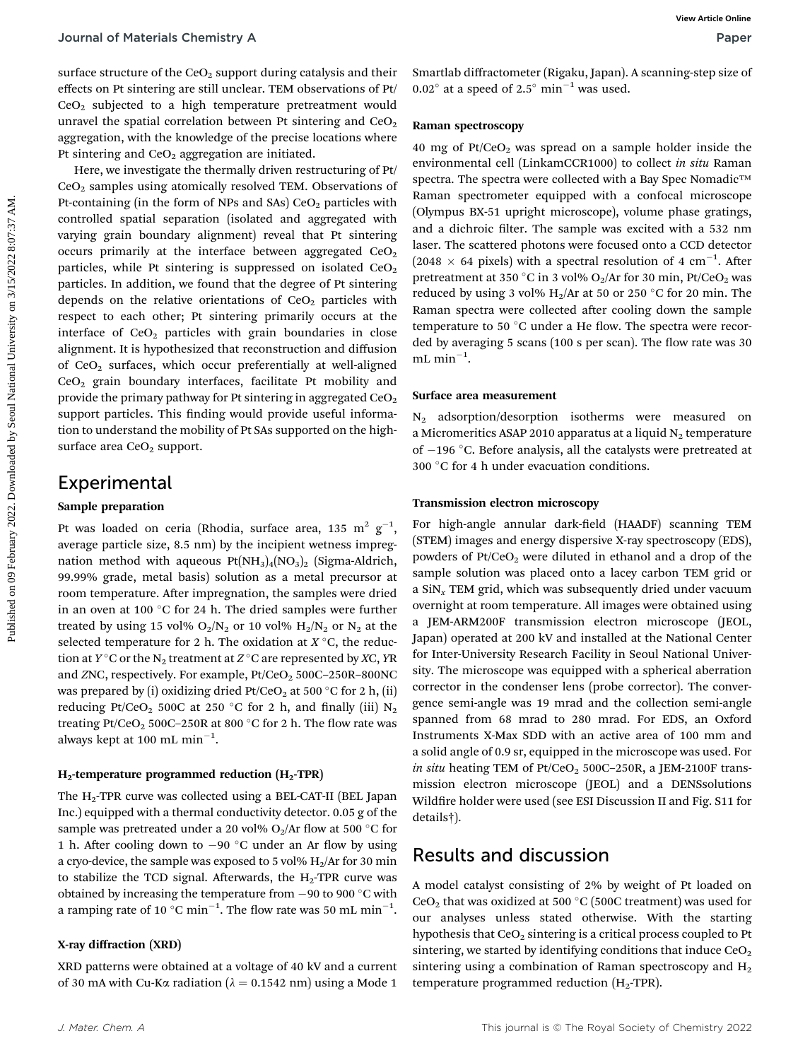surface structure of the $CeO_2$ support during catalysis and their effects on Pt sintering are still unclear. TEM observations of Pt/$CeO_2$ subjected to a high temperature pretreatment would unravel the spatial correlation between Pt sintering and $CeO_2$ aggregation, with the knowledge of the precise locations where Pt sintering and $CeO_2$ aggregation are initiated.

Here, we investigate the thermally driven restructuring of Pt/$CeO_2$ samples using atomically resolved TEM. Observations of Pt-containing (in the form of NPs and SAs) $CeO_2$ particles with controlled spatial separation (isolated and aggregated with varying grain boundary alignment) reveal that Pt sintering occurs primarily at the interface between aggregated $CeO_2$ particles, while Pt sintering is suppressed on isolated $CeO_2$ particles. In addition, we found that the degree of Pt sintering depends on the relative orientations of $CeO_2$ particles with respect to each other; Pt sintering primarily occurs at the interface of $CeO_2$ particles with grain boundaries in close alignment. It is hypothesized that reconstruction and diffusion of $CeO_2$ surfaces, which occur preferentially at well-aligned $CeO_2$ grain boundary interfaces, facilitate Pt mobility and provide the primary pathway for Pt sintering in aggregated $CeO_2$ support particles. This finding would provide useful information to understand the mobility of Pt SAs supported on the high-surface area $CeO_2$ support.

## Experimental

### Sample preparation

Pt was loaded on ceria (Rhodia, surface area, 135 $m^2 g^{-1}$, average particle size, 8.5 nm) by the incipient wetness impregnation method with aqueous $Pt(NH_3)_4(NO_3)_2$ (Sigma-Aldrich, 99.99% grade, metal basis) solution as a metal precursor at room temperature. After impregnation, the samples were dried in an oven at 100 °C for 24 h. The dried samples were further treated by using 15 vol% $O_2/N_2$ or 10 vol% $H_2/N_2$ or $N_2$ at the selected temperature for 2 h. The oxidation at *X* °C, the reduction at *Y* °C or the $N_2$ treatment at *Z* °C are represented by *X*C, *Y*R and *Z*NC, respectively. For example, Pt/$CeO_2$ 500C–250R–800NC was prepared by (i) oxidizing dried Pt/$CeO_2$ at 500 °C for 2 h, (ii) reducing Pt/$CeO_2$ 500C at 250 °C for 2 h, and finally (iii) $N_2$ treating Pt/$CeO_2$ 500C–250R at 800 °C for 2 h. The flow rate was always kept at 100 mL $min^{-1}$.

### $H_2$-temperature programmed reduction ($H_2$-TPR)

The $H_2$-TPR curve was collected using a BEL-CAT-II (BEL Japan Inc.) equipped with a thermal conductivity detector. 0.05 g of the sample was pretreated under a 20 vol% $O_2$/Ar flow at 500 °C for 1 h. After cooling down to −90 °C under an Ar flow by using a cryo-device, the sample was exposed to 5 vol% $H_2$/Ar for 30 min to stabilize the TCD signal. Afterwards, the $H_2$-TPR curve was obtained by increasing the temperature from −90 to 900 °C with a ramping rate of 10 °C $min^{-1}$. The flow rate was 50 mL $min^{-1}$.

### X-ray diffraction (XRD)

XRD patterns were obtained at a voltage of 40 kV and a current of 30 mA with Cu-Kα radiation ($\lambda = 0.1542$ nm) using a Mode 1 Smartlab diffractometer (Rigaku, Japan). A scanning-step size of 0.02° at a speed of 2.5° $min^{-1}$ was used.

### Raman spectroscopy

40 mg of Pt/$CeO_2$ was spread on a sample holder inside the environmental cell (LinkamCCR1000) to collect *in situ* Raman spectra. The spectra were collected with a Bay Spec Nomadic™ Raman spectrometer equipped with a confocal microscope (Olympus BX-51 upright microscope), volume phase gratings, and a dichroic filter. The sample was excited with a 532 nm laser. The scattered photons were focused onto a CCD detector (2048 × 64 pixels) with a spectral resolution of 4 $cm^{-1}$. After pretreatment at 350 °C in 3 vol% $O_2$/Ar for 30 min, Pt/$CeO_2$ was reduced by using 3 vol% $H_2$/Ar at 50 or 250 °C for 20 min. The Raman spectra were collected after cooling down the sample temperature to 50 °C under a He flow. The spectra were recorded by averaging 5 scans (100 s per scan). The flow rate was 30 mL $min^{-1}$.

### Surface area measurement

$N_2$ adsorption/desorption isotherms were measured on a Micromeritics ASAP 2010 apparatus at a liquid $N_2$ temperature of −196 °C. Before analysis, all the catalysts were pretreated at 300 °C for 4 h under evacuation conditions.

### Transmission electron microscopy

For high-angle annular dark-field (HAADF) scanning TEM (STEM) images and energy dispersive X-ray spectroscopy (EDS), powders of Pt/$CeO_2$ were diluted in ethanol and a drop of the sample solution was placed onto a lacey carbon TEM grid or a $SiN_x$ TEM grid, which was subsequently dried under vacuum overnight at room temperature. All images were obtained using a JEM-ARM200F transmission electron microscope (JEOL, Japan) operated at 200 kV and installed at the National Center for Inter-University Research Facility in Seoul National University. The microscope was equipped with a spherical aberration corrector in the condenser lens (probe corrector). The convergence semi-angle was 19 mrad and the collection semi-angle spanned from 68 mrad to 280 mrad. For EDS, an Oxford Instruments X-Max SDD with an active area of 100 mm and a solid angle of 0.9 sr, equipped in the microscope was used. For *in situ* heating TEM of Pt/$CeO_2$ 500C–250R, a JEM-2100F transmission electron microscope (JEOL) and a DENSsolutions Wildfire holder were used (see ESI Discussion II and Fig. S11 for details†).

## Results and discussion

A model catalyst consisting of 2% by weight of Pt loaded on $CeO_2$ that was oxidized at 500 °C (500C treatment) was used for our analyses unless stated otherwise. With the starting hypothesis that $CeO_2$ sintering is a critical process coupled to Pt sintering, we started by identifying conditions that induce $CeO_2$ sintering using a combination of Raman spectroscopy and $H_2$ temperature programmed reduction ($H_2$-TPR).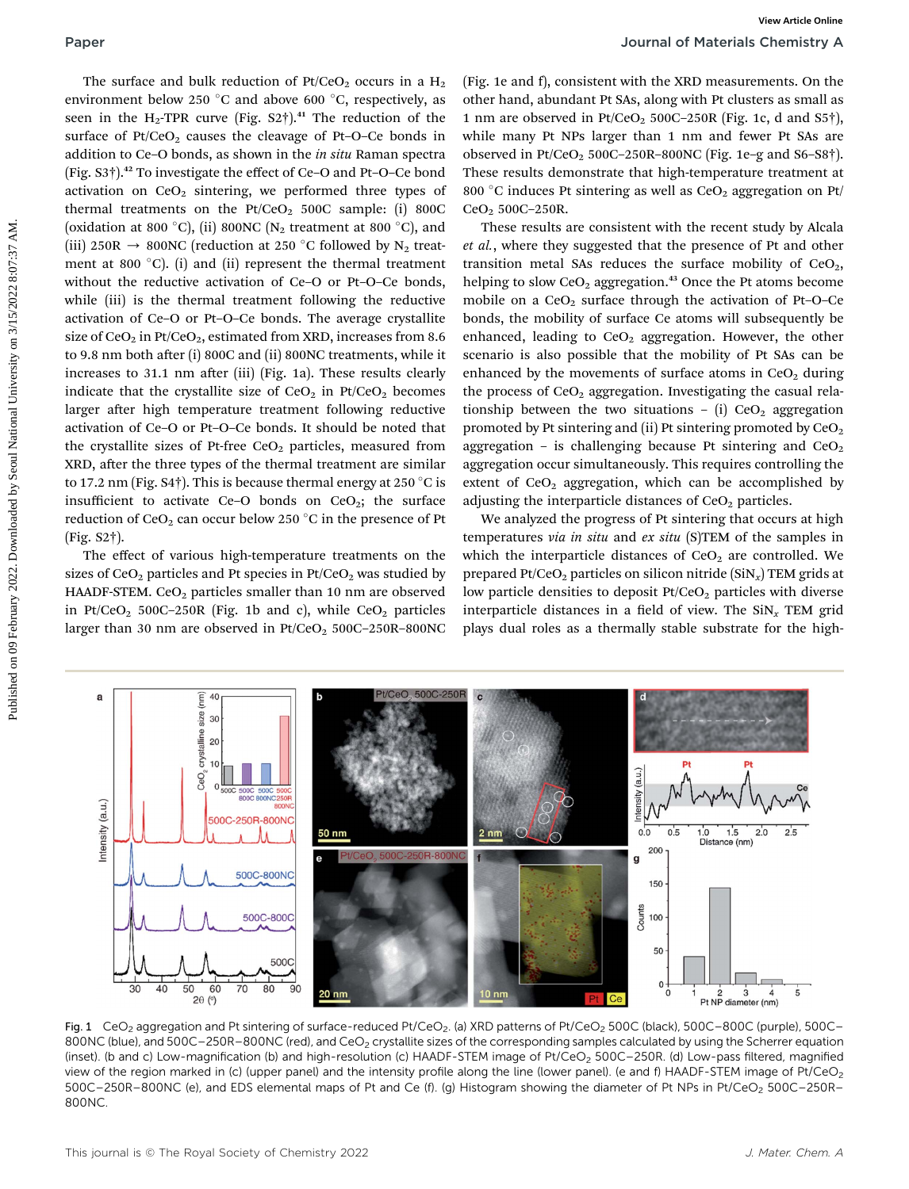The surface and bulk reduction of $Pt/CeO_2$ occurs in a $H_2$ environment below 250 °C and above 600 °C, respectively, as seen in the $H_2$-TPR curve (Fig. S2†).[41] The reduction of the surface of $Pt/CeO_2$ causes the cleavage of Pt–O–Ce bonds in addition to Ce–O bonds, as shown in the *in situ* Raman spectra (Fig. S3†).[42] To investigate the effect of Ce–O and Pt–O–Ce bond activation on $CeO_2$ sintering, we performed three types of thermal treatments on the $Pt/CeO_2$ 500C sample: (i) 800C (oxidation at 800 °C), (ii) 800NC ($N_2$ treatment at 800 °C), and (iii) 250R → 800NC (reduction at 250 °C followed by $N_2$ treatment at 800 °C). (i) and (ii) represent the thermal treatment without the reductive activation of Ce–O or Pt–O–Ce bonds, while (iii) is the thermal treatment following the reductive activation of Ce–O or Pt–O–Ce bonds. The average crystallite size of $CeO_2$ in $Pt/CeO_2$, estimated from XRD, increases from 8.6 to 9.8 nm both after (i) 800C and (ii) 800NC treatments, while it increases to 31.1 nm after (iii) (Fig. 1a). These results clearly indicate that the crystallite size of $CeO_2$ in $Pt/CeO_2$ becomes larger after high temperature treatment following reductive activation of Ce–O or Pt–O–Ce bonds. It should be noted that the crystallite sizes of Pt-free $CeO_2$ particles, measured from XRD, after the three types of the thermal treatment are similar to 17.2 nm (Fig. S4†). This is because thermal energy at 250 °C is insufficient to activate Ce–O bonds on $CeO_2$; the surface reduction of $CeO_2$ can occur below 250 °C in the presence of Pt (Fig. S2†).

The effect of various high-temperature treatments on the sizes of $CeO_2$ particles and Pt species in $Pt/CeO_2$ was studied by HAADF-STEM. $CeO_2$ particles smaller than 10 nm are observed in $Pt/CeO_2$ 500C–250R (Fig. 1b and c), while $CeO_2$ particles larger than 30 nm are observed in $Pt/CeO_2$ 500C–250R–800NC (Fig. 1e and f), consistent with the XRD measurements. On the other hand, abundant Pt SAs, along with Pt clusters as small as 1 nm are observed in $Pt/CeO_2$ 500C–250R (Fig. 1c, d and S5†), while many Pt NPs larger than 1 nm and fewer Pt SAs are observed in $Pt/CeO_2$ 500C–250R–800NC (Fig. 1e–g and S6–S8†). These results demonstrate that high-temperature treatment at 800 °C induces Pt sintering as well as $CeO_2$ aggregation on $Pt/CeO_2$ 500C–250R.

These results are consistent with the recent study by Alcala *et al.*, where they suggested that the presence of Pt and other transition metal SAs reduces the surface mobility of $CeO_2$, helping to slow $CeO_2$ aggregation.[43] Once the Pt atoms become mobile on a $CeO_2$ surface through the activation of Pt–O–Ce bonds, the mobility of surface Ce atoms will subsequently be enhanced, leading to $CeO_2$ aggregation. However, the other scenario is also possible that the mobility of Pt SAs can be enhanced by the movements of surface atoms in $CeO_2$ during the process of $CeO_2$ aggregation. Investigating the casual relationship between the two situations – (i) $CeO_2$ aggregation promoted by Pt sintering and (ii) Pt sintering promoted by $CeO_2$ aggregation – is challenging because Pt sintering and $CeO_2$ aggregation occur simultaneously. This requires controlling the extent of $CeO_2$ aggregation, which can be accomplished by adjusting the interparticle distances of $CeO_2$ particles.

We analyzed the progress of Pt sintering that occurs at high temperatures via *in situ* and *ex situ* (S)TEM of the samples in which the interparticle distances of $CeO_2$ are controlled. We prepared $Pt/CeO_2$ particles on silicon nitride ($SiN_x$) TEM grids at low particle densities to deposit $Pt/CeO_2$ particles with diverse interparticle distances in a field of view. The $SiN_x$ TEM grid plays dual roles as a thermally stable substrate for the high-

Fig. 1 $CeO_2$ aggregation and Pt sintering of surface-reduced $Pt/CeO_2$. (a) XRD patterns of $Pt/CeO_2$ 500C (black), 500C–800C (purple), 500C–800NC (blue), and 500C–250R–800NC (red), and $CeO_2$ crystallite sizes of the corresponding samples calculated by using the Scherrer equation (inset). (b and c) Low-magnification (b) and high-resolution (c) HAADF-STEM image of $Pt/CeO_2$ 500C–250R. (d) Low-pass filtered, magnified view of the region marked in (c) (upper panel) and the intensity profile along the line (lower panel). (e and f) HAADF-STEM image of $Pt/CeO_2$ 500C–250R–800NC (e), and EDS elemental maps of Pt and Ce (f). (g) Histogram showing the diameter of Pt NPs in $Pt/CeO_2$ 500C–250R–800NC.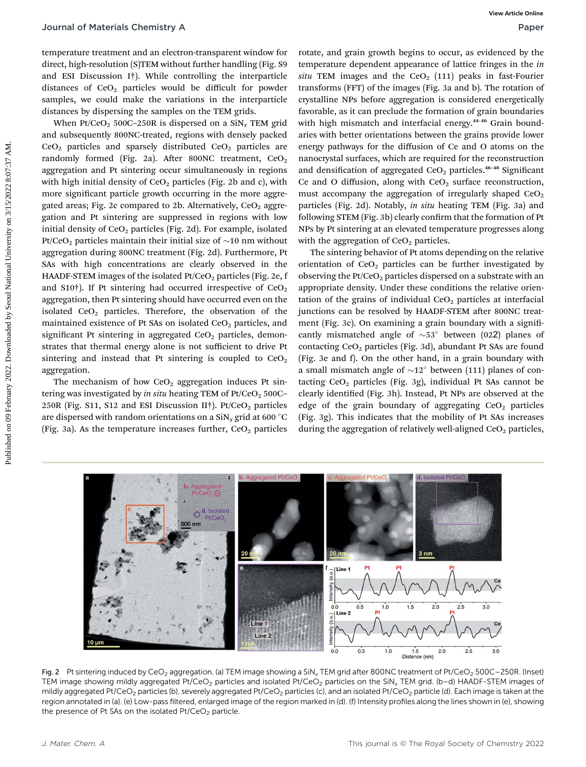temperature treatment and an electron-transparent window for direct, high-resolution (S)TEM without further handling (Fig. S9 and ESI Discussion I†). While controlling the interparticle distances of $CeO_2$ particles would be difficult for powder samples, we could make the variations in the interparticle distances by dispersing the samples on the TEM grids.

When Pt/$CeO_2$ 500C–250R is dispersed on a $SiN_x$ TEM grid and subsequently 800NC-treated, regions with densely packed $CeO_2$ particles and sparsely distributed $CeO_2$ particles are randomly formed (Fig. 2a). After 800NC treatment, $CeO_2$ aggregation and Pt sintering occur simultaneously in regions with high initial density of $CeO_2$ particles (Fig. 2b and c), with more significant particle growth occurring in the more aggregated areas; Fig. 2c compared to 2b. Alternatively, $CeO_2$ aggregation and Pt sintering are suppressed in regions with low initial density of $CeO_2$ particles (Fig. 2d). For example, isolated Pt/$CeO_2$ particles maintain their initial size of ~10 nm without aggregation during 800NC treatment (Fig. 2d). Furthermore, Pt SAs with high concentrations are clearly observed in the HAADF-STEM images of the isolated Pt/$CeO_2$ particles (Fig. 2e, f and S10†). If Pt sintering had occurred irrespective of $CeO_2$ aggregation, then Pt sintering should have occurred even on the isolated $CeO_2$ particles. Therefore, the observation of the maintained existence of Pt SAs on isolated $CeO_2$ particles, and significant Pt sintering in aggregated $CeO_2$ particles, demonstrates that thermal energy alone is not sufficient to drive Pt sintering and instead that Pt sintering is coupled to $CeO_2$ aggregation.

The mechanism of how $CeO_2$ aggregation induces Pt sintering was investigated by *in situ* heating TEM of Pt/$CeO_2$ 500C–250R (Fig. S11, S12 and ESI Discussion II†). Pt/$CeO_2$ particles are dispersed with random orientations on a $SiN_x$ grid at 600 °C (Fig. 3a). As the temperature increases further, $CeO_2$ particles rotate, and grain growth begins to occur, as evidenced by the temperature dependent appearance of lattice fringes in the *in situ* TEM images and the $CeO_2$ (111) peaks in fast-Fourier transforms (FFT) of the images (Fig. 3a and b). The rotation of crystalline NPs before aggregation is considered energetically favorable, as it can preclude the formation of grain boundaries with high mismatch and interfacial energy.[44–46] Grain boundaries with better orientations between the grains provide lower energy pathways for the diffusion of Ce and O atoms on the nanocrystal surfaces, which are required for the reconstruction and densification of aggregated $CeO_2$ particles.[46–48] Significant Ce and O diffusion, along with $CeO_2$ surface reconstruction, must accompany the aggregation of irregularly shaped $CeO_2$ particles (Fig. 2d). Notably, *in situ* heating TEM (Fig. 3a) and following STEM (Fig. 3b) clearly confirm that the formation of Pt NPs by Pt sintering at an elevated temperature progresses along with the aggregation of $CeO_2$ particles.

The sintering behavior of Pt atoms depending on the relative orientation of $CeO_2$ particles can be further investigated by observing the Pt/$CeO_2$ particles dispersed on a substrate with an appropriate density. Under these conditions the relative orientation of the grains of individual $CeO_2$ particles at interfacial junctions can be resolved by HAADF-STEM after 800NC treatment (Fig. 3c). On examining a grain boundary with a significantly mismatched angle of ~53° between (02$\bar{2}$) planes of contacting $CeO_2$ particles (Fig. 3d), abundant Pt SAs are found (Fig. 3e and f). On the other hand, in a grain boundary with a small mismatch angle of ~12° between (111) planes of contacting $CeO_2$ particles (Fig. 3g), individual Pt SAs cannot be clearly identified (Fig. 3h). Instead, Pt NPs are observed at the edge of the grain boundary of aggregating $CeO_2$ particles (Fig. 3g). This indicates that the mobility of Pt SAs increases during the aggregation of relatively well-aligned $CeO_2$ particles,

Fig. 2 Pt sintering induced by $CeO_2$ aggregation. (a) TEM image showing a $SiN_x$ TEM grid after 800NC treatment of Pt/$CeO_2$ 500C–250R. (Inset) TEM image showing mildly aggregated Pt/$CeO_2$ particles and isolated Pt/$CeO_2$ particles on the $SiN_x$ TEM grid. (b–d) HAADF-STEM images of mildly aggregated Pt/$CeO_2$ particles (b), severely aggregated Pt/$CeO_2$ particles (c), and an isolated Pt/$CeO_2$ particle (d). Each image is taken at the region annotated in (a). (e) Low-pass filtered, enlarged image of the region marked in (d). (f) Intensity profiles along the lines shown in (e), showing the presence of Pt SAs on the isolated Pt/$CeO_2$ particle.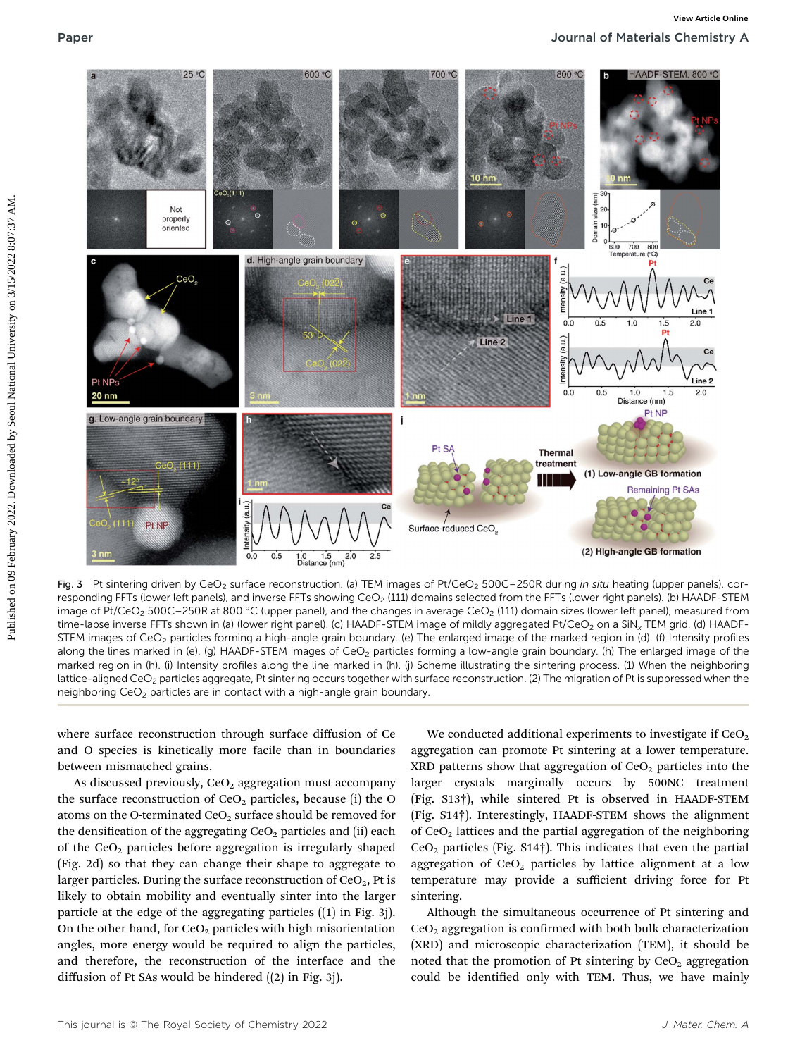Fig. 3 Pt sintering driven by $CeO_2$ surface reconstruction. (a) TEM images of Pt/$CeO_2$ 500C−250R during *in situ* heating (upper panels), corresponding FFTs (lower left panels), and inverse FFTs showing $CeO_2$ (111) domains selected from the FFTs (lower right panels). (b) HAADF-STEM image of Pt/$CeO_2$ 500C−250R at 800 °C (upper panel), and the changes in average $CeO_2$ (111) domain sizes (lower left panel), measured from time-lapse inverse FFTs shown in (a) (lower right panel). (c) HAADF-STEM image of mildly aggregated Pt/$CeO_2$ on a $SiN_x$ TEM grid. (d) HAADF-STEM images of $CeO_2$ particles forming a high-angle grain boundary. (e) The enlarged image of the marked region in (d). (f) Intensity profiles along the lines marked in (e). (g) HAADF-STEM images of $CeO_2$ particles forming a low-angle grain boundary. (h) The enlarged image of the marked region in (h). (i) Intensity profiles along the line marked in (h). (j) Scheme illustrating the sintering process. (1) When the neighboring lattice-aligned $CeO_2$ particles aggregate, Pt sintering occurs together with surface reconstruction. (2) The migration of Pt is suppressed when the neighboring $CeO_2$ particles are in contact with a high-angle grain boundary.

where surface reconstruction through surface diffusion of Ce and O species is kinetically more facile than in boundaries between mismatched grains.

As discussed previously, $CeO_2$ aggregation must accompany the surface reconstruction of $CeO_2$ particles, because (i) the O atoms on the O-terminated $CeO_2$ surface should be removed for the densification of the aggregating $CeO_2$ particles and (ii) each of the $CeO_2$ particles before aggregation is irregularly shaped (Fig. 2d) so that they can change their shape to aggregate to larger particles. During the surface reconstruction of $CeO_2$, Pt is likely to obtain mobility and eventually sinter into the larger particle at the edge of the aggregating particles ((1) in Fig. 3j). On the other hand, for $CeO_2$ particles with high misorientation angles, more energy would be required to align the particles, and therefore, the reconstruction of the interface and the diffusion of Pt SAs would be hindered ((2) in Fig. 3j).

We conducted additional experiments to investigate if $CeO_2$ aggregation can promote Pt sintering at a lower temperature. XRD patterns show that aggregation of $CeO_2$ particles into the larger crystals marginally occurs by 500NC treatment (Fig. S13†), while sintered Pt is observed in HAADF-STEM (Fig. S14†). Interestingly, HAADF-STEM shows the alignment of $CeO_2$ lattices and the partial aggregation of the neighboring $CeO_2$ particles (Fig. S14†). This indicates that even the partial aggregation of $CeO_2$ particles by lattice alignment at a low temperature may provide a sufficient driving force for Pt sintering.

Although the simultaneous occurrence of Pt sintering and $CeO_2$ aggregation is confirmed with both bulk characterization (XRD) and microscopic characterization (TEM), it should be noted that the promotion of Pt sintering by $CeO_2$ aggregation could be identified only with TEM. Thus, we have mainly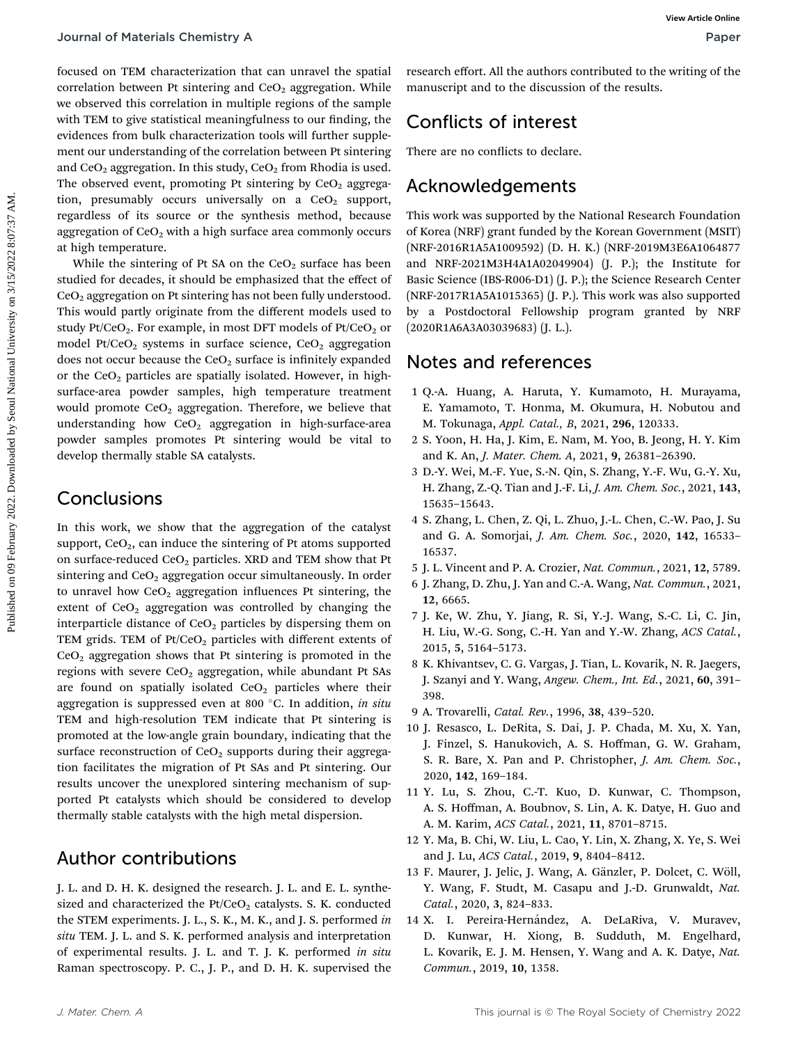focused on TEM characterization that can unravel the spatial correlation between Pt sintering and $CeO_2$ aggregation. While we observed this correlation in multiple regions of the sample with TEM to give statistical meaningfulness to our finding, the evidences from bulk characterization tools will further supplement our understanding of the correlation between Pt sintering and $CeO_2$ aggregation. In this study, $CeO_2$ from Rhodia is used. The observed event, promoting Pt sintering by $CeO_2$ aggregation, presumably occurs universally on a $CeO_2$ support, regardless of its source or the synthesis method, because aggregation of $CeO_2$ with a high surface area commonly occurs at high temperature.

While the sintering of Pt SA on the $CeO_2$ surface has been studied for decades, it should be emphasized that the effect of $CeO_2$ aggregation on Pt sintering has not been fully understood. This would partly originate from the different models used to study Pt/$CeO_2$. For example, in most DFT models of Pt/$CeO_2$ or model Pt/$CeO_2$ systems in surface science, $CeO_2$ aggregation does not occur because the $CeO_2$ surface is infinitely expanded or the $CeO_2$ particles are spatially isolated. However, in high-surface-area powder samples, high temperature treatment would promote $CeO_2$ aggregation. Therefore, we believe that understanding how $CeO_2$ aggregation in high-surface-area powder samples promotes Pt sintering would be vital to develop thermally stable SA catalysts.

## Conclusions

In this work, we show that the aggregation of the catalyst support, $CeO_2$, can induce the sintering of Pt atoms supported on surface-reduced $CeO_2$ particles. XRD and TEM show that Pt sintering and $CeO_2$ aggregation occur simultaneously. In order to unravel how $CeO_2$ aggregation influences Pt sintering, the extent of $CeO_2$ aggregation was controlled by changing the interparticle distance of $CeO_2$ particles by dispersing them on TEM grids. TEM of Pt/$CeO_2$ particles with different extents of $CeO_2$ aggregation shows that Pt sintering is promoted in the regions with severe $CeO_2$ aggregation, while abundant Pt SAs are found on spatially isolated $CeO_2$ particles where their aggregation is suppressed even at 800 °C. In addition, *in situ* TEM and high-resolution TEM indicate that Pt sintering is promoted at the low-angle grain boundary, indicating that the surface reconstruction of $CeO_2$ supports during their aggregation facilitates the migration of Pt SAs and Pt sintering. Our results uncover the unexplored sintering mechanism of supported Pt catalysts which should be considered to develop thermally stable catalysts with the high metal dispersion.

## Author contributions

J. L. and D. H. K. designed the research. J. L. and E. L. synthesized and characterized the Pt/$CeO_2$ catalysts. S. K. conducted the STEM experiments. J. L., S. K., M. K., and J. S. performed *in situ* TEM. J. L. and S. K. performed analysis and interpretation of experimental results. J. L. and T. J. K. performed *in situ* Raman spectroscopy. P. C., J. P., and D. H. K. supervised the research effort. All the authors contributed to the writing of the manuscript and to the discussion of the results.

## Conflicts of interest

There are no conflicts to declare.

## Acknowledgements

This work was supported by the National Research Foundation of Korea (NRF) grant funded by the Korean Government (MSIT) (NRF-2016R1A5A1009592) (D. H. K.) (NRF-2019M3E6A1064877 and NRF-2021M3H4A1A02049904) (J. P.); the Institute for Basic Science (IBS-R006-D1) (J. P.); the Science Research Center (NRF-2017R1A5A1015365) (J. P.). This work was also supported by a Postdoctoral Fellowship program granted by NRF (2020R1A6A3A03039683) (J. L.).

## Notes and references

1. Q.-A. Huang, A. Haruta, Y. Kumamoto, H. Murayama, E. Yamamoto, T. Honma, M. Okumura, H. Nobutou and M. Tokunaga, *Appl. Catal., B*, 2021, **296**, 120333.
2. S. Yoon, H. Ha, J. Kim, E. Nam, M. Yoo, B. Jeong, H. Y. Kim and K. An, *J. Mater. Chem. A*, 2021, **9**, 26381–26390.
3. D.-Y. Wei, M.-F. Yue, S.-N. Qin, S. Zhang, Y.-F. Wu, G.-Y. Xu, H. Zhang, Z.-Q. Tian and J.-F. Li, *J. Am. Chem. Soc.*, 2021, **143**, 15635–15643.
4. S. Zhang, L. Chen, Z. Qi, L. Zhuo, J.-L. Chen, C.-W. Pao, J. Su and G. A. Somorjai, *J. Am. Chem. Soc.*, 2020, **142**, 16533–16537.
5. J. L. Vincent and P. A. Crozier, *Nat. Commun.*, 2021, **12**, 5789.
6. J. Zhang, D. Zhu, J. Yan and C.-A. Wang, *Nat. Commun.*, 2021, **12**, 6665.
7. J. Ke, W. Zhu, Y. Jiang, R. Si, Y.-J. Wang, S.-C. Li, C. Jin, H. Liu, W.-G. Song, C.-H. Yan and Y.-W. Zhang, *ACS Catal.*, 2015, **5**, 5164–5173.
8. K. Khivantsev, C. G. Vargas, J. Tian, L. Kovarik, N. R. Jaegers, J. Szanyi and Y. Wang, *Angew. Chem., Int. Ed.*, 2021, **60**, 391–398.
9. A. Trovarelli, *Catal. Rev.*, 1996, **38**, 439–520.
10. J. Resasco, L. DeRita, S. Dai, J. P. Chada, M. Xu, X. Yan, J. Finzel, S. Hanukovich, A. S. Hoffman, G. W. Graham, S. R. Bare, X. Pan and P. Christopher, *J. Am. Chem. Soc.*, 2020, **142**, 169–184.
11. Y. Lu, S. Zhou, C.-T. Kuo, D. Kunwar, C. Thompson, A. S. Hoffman, A. Boubnov, S. Lin, A. K. Datye, H. Guo and A. M. Karim, *ACS Catal.*, 2021, **11**, 8701–8715.
12. Y. Ma, B. Chi, W. Liu, L. Cao, Y. Lin, X. Zhang, X. Ye, S. Wei and J. Lu, *ACS Catal.*, 2019, **9**, 8404–8412.
13. F. Maurer, J. Jelic, J. Wang, A. Gänzler, P. Dolcet, C. Wöll, Y. Wang, F. Studt, M. Casapu and J.-D. Grunwaldt, *Nat. Catal.*, 2020, **3**, 824–833.
14. X. I. Pereira-Hernández, A. DeLaRiva, V. Muravev, D. Kunwar, H. Xiong, B. Sudduth, M. Engelhard, L. Kovarik, E. J. M. Hensen, Y. Wang and A. K. Datye, *Nat. Commun.*, 2019, **10**, 1358.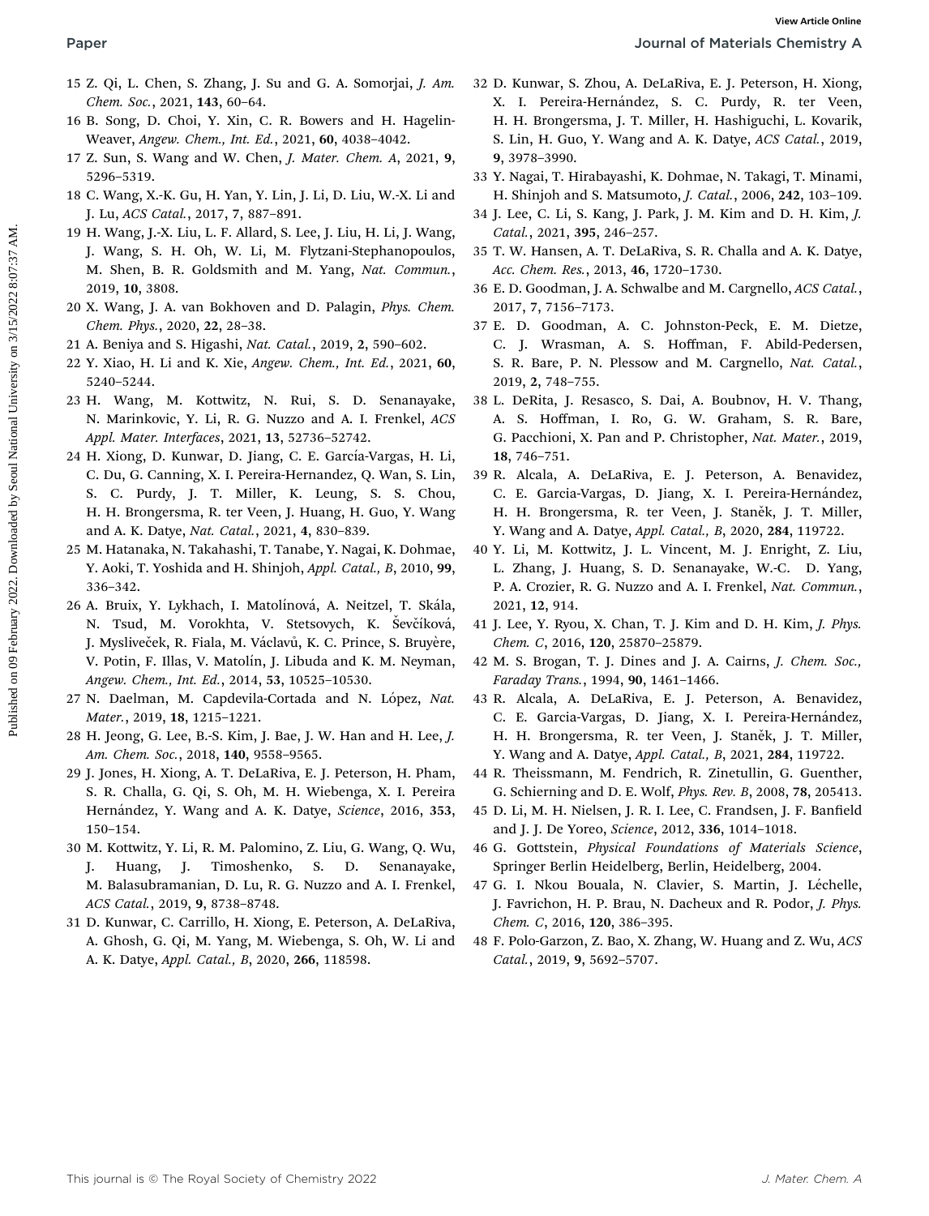15 Z. Qi, L. Chen, S. Zhang, J. Su and G. A. Somorjai, *J. Am. Chem. Soc.*, 2021, **143**, 60–64.

16 B. Song, D. Choi, Y. Xin, C. R. Bowers and H. Hagelin-Weaver, *Angew. Chem., Int. Ed.*, 2021, **60**, 4038–4042.

17 Z. Sun, S. Wang and W. Chen, *J. Mater. Chem. A*, 2021, **9**, 5296–5319.

18 C. Wang, X.-K. Gu, H. Yan, Y. Lin, J. Li, D. Liu, W.-X. Li and J. Lu, *ACS Catal.*, 2017, **7**, 887–891.

19 H. Wang, J.-X. Liu, L. F. Allard, S. Lee, J. Liu, H. Li, J. Wang, J. Wang, S. H. Oh, W. Li, M. Flytzani-Stephanopoulos, M. Shen, B. R. Goldsmith and M. Yang, *Nat. Commun.*, 2019, **10**, 3808.

20 X. Wang, J. A. van Bokhoven and D. Palagin, *Phys. Chem. Chem. Phys.*, 2020, **22**, 28–38.

21 A. Beniya and S. Higashi, *Nat. Catal.*, 2019, **2**, 590–602.

22 Y. Xiao, H. Li and K. Xie, *Angew. Chem., Int. Ed.*, 2021, **60**, 5240–5244.

23 H. Wang, M. Kottwitz, N. Rui, S. D. Senanayake, N. Marinkovic, Y. Li, R. G. Nuzzo and A. I. Frenkel, *ACS Appl. Mater. Interfaces*, 2021, **13**, 52736–52742.

24 H. Xiong, D. Kunwar, D. Jiang, C. E. García-Vargas, H. Li, C. Du, G. Canning, X. I. Pereira-Hernandez, Q. Wan, S. Lin, S. C. Purdy, J. T. Miller, K. Leung, S. S. Chou, H. H. Brongersma, R. ter Veen, J. Huang, H. Guo, Y. Wang and A. K. Datye, *Nat. Catal.*, 2021, **4**, 830–839.

25 M. Hatanaka, N. Takahashi, T. Tanabe, Y. Nagai, K. Dohmae, Y. Aoki, T. Yoshida and H. Shinjoh, *Appl. Catal., B*, 2010, **99**, 336–342.

26 A. Bruix, Y. Lykhach, I. Matolínová, A. Neitzel, T. Skála, N. Tsud, M. Vorokhta, V. Stetsovych, K. Ševčíková, J. Mysliveček, R. Fiala, M. Václavů, K. C. Prince, S. Bruyère, V. Potin, F. Illas, V. Matolín, J. Libuda and K. M. Neyman, *Angew. Chem., Int. Ed.*, 2014, **53**, 10525–10530.

27 N. Daelman, M. Capdevila-Cortada and N. López, *Nat. Mater.*, 2019, **18**, 1215–1221.

28 H. Jeong, G. Lee, B.-S. Kim, J. Bae, J. W. Han and H. Lee, *J. Am. Chem. Soc.*, 2018, **140**, 9558–9565.

29 J. Jones, H. Xiong, A. T. DeLaRiva, E. J. Peterson, H. Pham, S. R. Challa, G. Qi, S. Oh, M. H. Wiebenga, X. I. Pereira Hernández, Y. Wang and A. K. Datye, *Science*, 2016, **353**, 150–154.

30 M. Kottwitz, Y. Li, R. M. Palomino, Z. Liu, G. Wang, Q. Wu, J. Huang, J. Timoshenko, S. D. Senanayake, M. Balasubramanian, D. Lu, R. G. Nuzzo and A. I. Frenkel, *ACS Catal.*, 2019, **9**, 8738–8748.

31 D. Kunwar, C. Carrillo, H. Xiong, E. Peterson, A. DeLaRiva, A. Ghosh, G. Qi, M. Yang, M. Wiebenga, S. Oh, W. Li and A. K. Datye, *Appl. Catal., B*, 2020, **266**, 118598.

32 D. Kunwar, S. Zhou, A. DeLaRiva, E. J. Peterson, H. Xiong, X. I. Pereira-Hernández, S. C. Purdy, R. ter Veen, H. H. Brongersma, J. T. Miller, H. Hashiguchi, L. Kovarik, S. Lin, H. Guo, Y. Wang and A. K. Datye, *ACS Catal.*, 2019, **9**, 3978–3990.

33 Y. Nagai, T. Hirabayashi, K. Dohmae, N. Takagi, T. Minami, H. Shinjoh and S. Matsumoto, *J. Catal.*, 2006, **242**, 103–109.

34 J. Lee, C. Li, S. Kang, J. Park, J. M. Kim and D. H. Kim, *J. Catal.*, 2021, **395**, 246–257.

35 T. W. Hansen, A. T. DeLaRiva, S. R. Challa and A. K. Datye, *Acc. Chem. Res.*, 2013, **46**, 1720–1730.

36 E. D. Goodman, J. A. Schwalbe and M. Cargnello, *ACS Catal.*, 2017, **7**, 7156–7173.

37 E. D. Goodman, A. C. Johnston-Peck, E. M. Dietze, C. J. Wrasman, A. S. Hoffman, F. Abild-Pedersen, S. R. Bare, P. N. Plessow and M. Cargnello, *Nat. Catal.*, 2019, **2**, 748–755.

38 L. DeRita, J. Resasco, S. Dai, A. Boubnov, H. V. Thang, A. S. Hoffman, I. Ro, G. W. Graham, S. R. Bare, G. Pacchioni, X. Pan and P. Christopher, *Nat. Mater.*, 2019, **18**, 746–751.

39 R. Alcala, A. DeLaRiva, E. J. Peterson, A. Benavidez, C. E. Garcia-Vargas, D. Jiang, X. I. Pereira-Hernández, H. H. Brongersma, R. ter Veen, J. Staněk, J. T. Miller, Y. Wang and A. Datye, *Appl. Catal., B*, 2020, **284**, 119722.

40 Y. Li, M. Kottwitz, J. L. Vincent, M. J. Enright, Z. Liu, L. Zhang, J. Huang, S. D. Senanayake, W.-C. D. Yang, P. A. Crozier, R. G. Nuzzo and A. I. Frenkel, *Nat. Commun.*, 2021, **12**, 914.

41 J. Lee, Y. Ryou, X. Chan, T. J. Kim and D. H. Kim, *J. Phys. Chem. C*, 2016, **120**, 25870–25879.

42 M. S. Brogan, T. J. Dines and J. A. Cairns, *J. Chem. Soc., Faraday Trans.*, 1994, **90**, 1461–1466.

43 R. Alcala, A. DeLaRiva, E. J. Peterson, A. Benavidez, C. E. Garcia-Vargas, D. Jiang, X. I. Pereira-Hernández, H. H. Brongersma, R. ter Veen, J. Staněk, J. T. Miller, Y. Wang and A. Datye, *Appl. Catal., B*, 2021, **284**, 119722.

44 R. Theissmann, M. Fendrich, R. Zinetullin, G. Guenther, G. Schierning and D. E. Wolf, *Phys. Rev. B*, 2008, **78**, 205413.

45 D. Li, M. H. Nielsen, J. R. I. Lee, C. Frandsen, J. F. Banfield and J. J. De Yoreo, *Science*, 2012, **336**, 1014–1018.

46 G. Gottstein, *Physical Foundations of Materials Science*, Springer Heidelberg Berlin, Heidelberg, 2004.

47 G. I. Nkou Bouala, N. Clavier, S. Martin, J. Léchelle, J. Favrichon, H. P. Brau, N. Dacheux and R. Podor, *J. Phys. Chem. C*, 2016, **120**, 386–395.

48 F. Polo-Garzon, Z. Bao, X. Zhang, W. Huang and Z. Wu, *ACS Catal.*, 2019, **9**, 5692–5707.